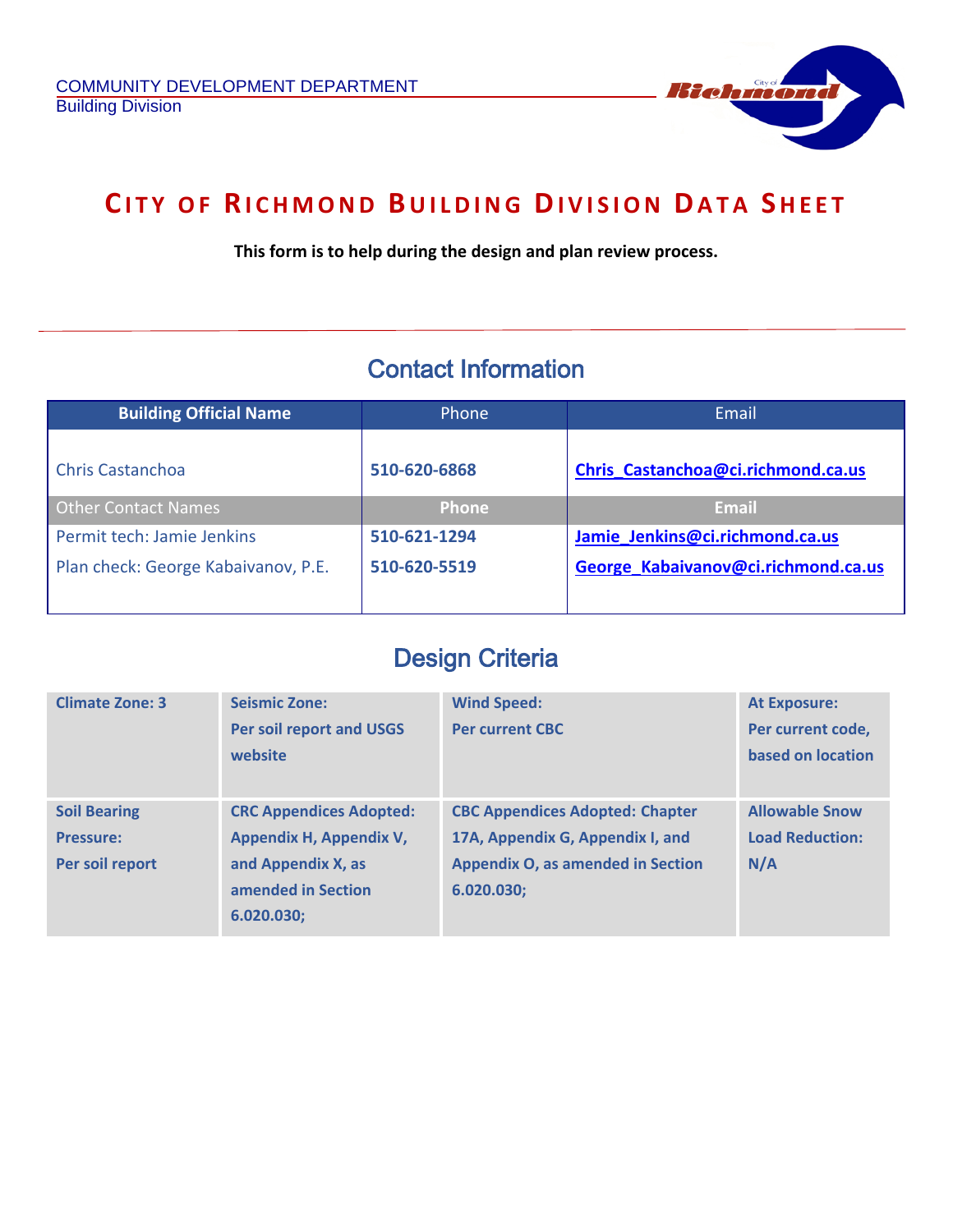COMMUNITY DEVELOPMENT DEPARTMENT
Building Division

# CITY OF RICHMOND BUILDING DIVISION DATA SHEET

**This form is to help during the design and plan review process.**

## Contact Information

| Building Official Name | Phone | Email |
|---|---|---|
| Chris Castanchoa | **510-620-6868** | **Chris_Castanchoa@ci.richmond.ca.us** |
| Other Contact Names | **Phone** | **Email** |
| Permit tech: Jamie Jenkins | **510-621-1294** | **Jamie_Jenkins@ci.richmond.ca.us** |
| Plan check: George Kabaivanov, P.E. | **510-620-5519** | **George_Kabaivanov@ci.richmond.ca.us** |

## Design Criteria

| | | | |
|---|---|---|---|
| **Climate Zone: 3** | **Seismic Zone: Per soil report and USGS website** | **Wind Speed: Per current CBC** | **At Exposure: Per current code, based on location** |
| **Soil Bearing Pressure: Per soil report** | **CRC Appendices Adopted: Appendix H, Appendix V, and Appendix X, as amended in Section 6.020.030;** | **CBC Appendices Adopted: Chapter 17A, Appendix G, Appendix I, and Appendix O, as amended in Section 6.020.030;** | **Allowable Snow Load Reduction: N/A** |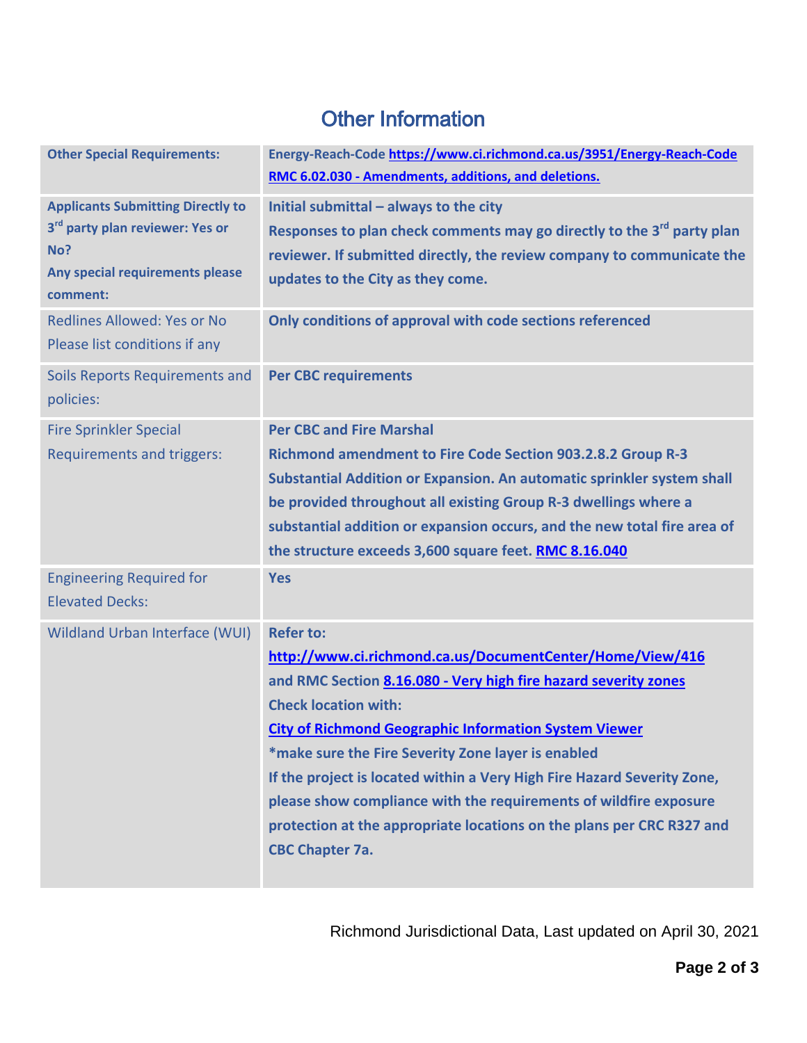# Other Information

| | |
|---|---|
| **Other Special Requirements:** | **Energy-Reach-Code [https://www.ci.richmond.ca.us/3951/Energy-Reach-Code](https://www.ci.richmond.ca.us/3951/Energy-Reach-Code)**<br>**RMC 6.02.030 - Amendments, additions, and deletions.** |
| **Applicants Submitting Directly to 3rd party plan reviewer: Yes or No?**<br>**Any special requirements please comment:** | **Initial submittal – always to the city**<br>**Responses to plan check comments may go directly to the 3rd party plan reviewer. If submitted directly, the review company to communicate the updates to the City as they come.** |
| Redlines Allowed: Yes or No<br>Please list conditions if any | **Only conditions of approval with code sections referenced** |
| Soils Reports Requirements and policies: | **Per CBC requirements** |
| Fire Sprinkler Special Requirements and triggers: | **Per CBC and Fire Marshal**<br>**Richmond amendment to Fire Code Section 903.2.8.2 Group R-3 Substantial Addition or Expansion. An automatic sprinkler system shall be provided throughout all existing Group R-3 dwellings where a substantial addition or expansion occurs, and the new total fire area of the structure exceeds 3,600 square feet. RMC 8.16.040** |
| Engineering Required for Elevated Decks: | **Yes** |
| Wildland Urban Interface (WUI) | **Refer to:**<br>**[http://www.ci.richmond.ca.us/DocumentCenter/Home/View/416](http://www.ci.richmond.ca.us/DocumentCenter/Home/View/416)**<br>**and RMC Section 8.16.080 - Very high fire hazard severity zones**<br>**Check location with:**<br>**City of Richmond Geographic Information System Viewer**<br>**\*make sure the Fire Severity Zone layer is enabled**<br>**If the project is located within a Very High Fire Hazard Severity Zone, please show compliance with the requirements of wildfire exposure protection at the appropriate locations on the plans per CRC R327 and CBC Chapter 7a.** |

Richmond Jurisdictional Data, Last updated on April 30, 2021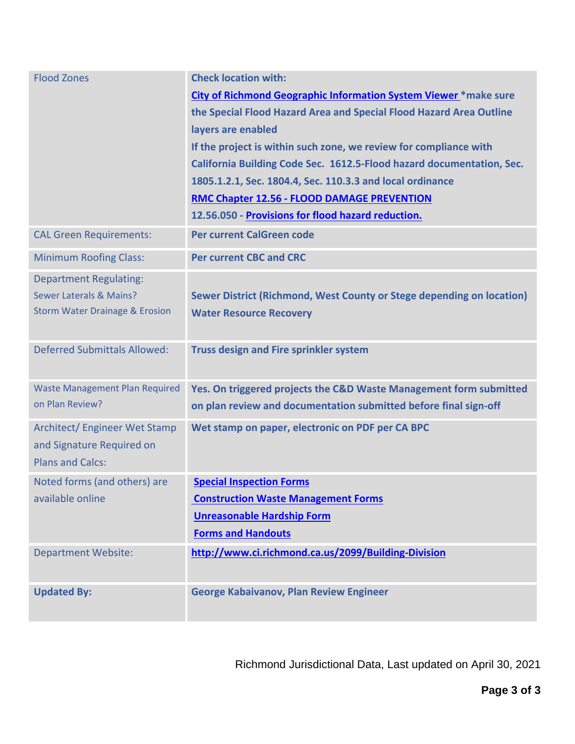| | |
|---|---|
| Flood Zones | **Check location with:** **City of Richmond Geographic Information System Viewer *make sure the Special Flood Hazard Area and Special Flood Hazard Area Outline layers are enabled** **If the project is within such zone, we review for compliance with California Building Code Sec. 1612.5-Flood hazard documentation, Sec. 1805.1.2.1, Sec. 1804.4, Sec. 110.3.3 and local ordinance** **RMC Chapter 12.56 - FLOOD DAMAGE PREVENTION** **12.56.050 - Provisions for flood hazard reduction.** |
| CAL Green Requirements: | **Per current CalGreen code** |
| Minimum Roofing Class: | **Per current CBC and CRC** |
| Department Regulating: Sewer Laterals & Mains? Storm Water Drainage & Erosion | **Sewer District (Richmond, West County or Stege depending on location)** **Water Resource Recovery** |
| Deferred Submittals Allowed: | **Truss design and Fire sprinkler system** |
| Waste Management Plan Required on Plan Review? | **Yes. On triggered projects the C&D Waste Management form submitted on plan review and documentation submitted before final sign-off** |
| Architect/ Engineer Wet Stamp and Signature Required on Plans and Calcs: | **Wet stamp on paper, electronic on PDF per CA BPC** |
| Noted forms (and others) are available online | **Special Inspection Forms** **Construction Waste Management Forms** **Unreasonable Hardship Form** **Forms and Handouts** |
| Department Website: | **http://www.ci.richmond.ca.us/2099/Building-Division** |
| **Updated By:** | **George Kabaivanov, Plan Review Engineer** |

Richmond Jurisdictional Data, Last updated on April 30, 2021